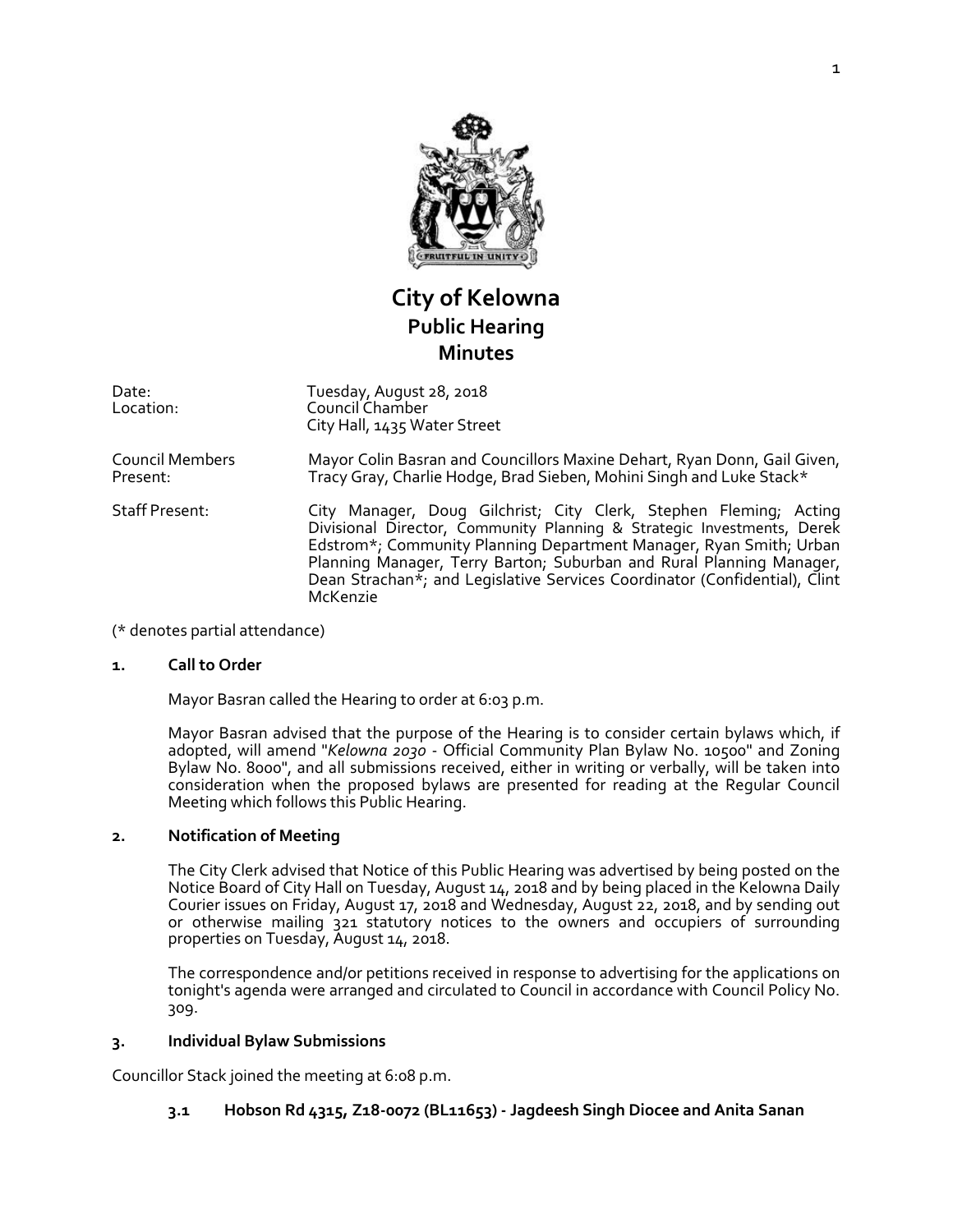# City of Kelowna
## Public Hearing
## Minutes

| | |
|---|---|
| Date: | Tuesday, August 28, 2018 |
| Location: | Council Chamber<br>City Hall, 1435 Water Street |
| Council Members Present: | Mayor Colin Basran and Councillors Maxine Dehart, Ryan Donn, Gail Given, Tracy Gray, Charlie Hodge, Brad Sieben, Mohini Singh and Luke Stack* |
| Staff Present: | City Manager, Doug Gilchrist; City Clerk, Stephen Fleming; Acting Divisional Director, Community Planning & Strategic Investments, Derek Edstrom*; Community Planning Department Manager, Ryan Smith; Urban Planning Manager, Terry Barton; Suburban and Rural Planning Manager, Dean Strachan*; and Legislative Services Coordinator (Confidential), Clint McKenzie |

(* denotes partial attendance)

### 1. Call to Order

Mayor Basran called the Hearing to order at 6:03 p.m.

Mayor Basran advised that the purpose of the Hearing is to consider certain bylaws which, if adopted, will amend "*Kelowna 2030* - Official Community Plan Bylaw No. 10500" and Zoning Bylaw No. 8000", and all submissions received, either in writing or verbally, will be taken into consideration when the proposed bylaws are presented for reading at the Regular Council Meeting which follows this Public Hearing.

### 2. Notification of Meeting

The City Clerk advised that Notice of this Public Hearing was advertised by being posted on the Notice Board of City Hall on Tuesday, August 14, 2018 and by being placed in the Kelowna Daily Courier issues on Friday, August 17, 2018 and Wednesday, August 22, 2018, and by sending out or otherwise mailing 321 statutory notices to the owners and occupiers of surrounding properties on Tuesday, August 14, 2018.

The correspondence and/or petitions received in response to advertising for the applications on tonight's agenda were arranged and circulated to Council in accordance with Council Policy No. 309.

### 3. Individual Bylaw Submissions

Councillor Stack joined the meeting at 6:08 p.m.

#### 3.1 Hobson Rd 4315, Z18-0072 (BL11653) - Jagdeesh Singh Diocee and Anita Sanan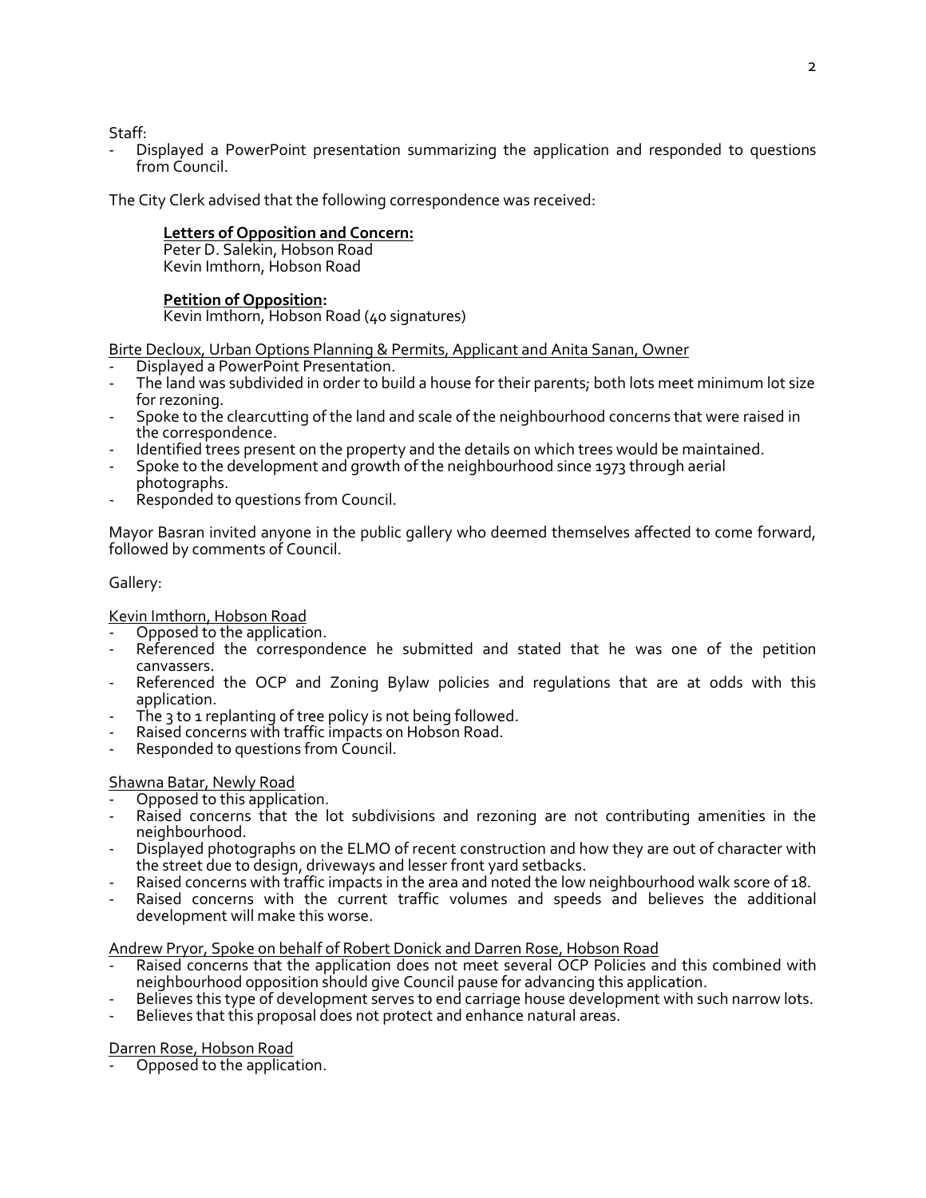Staff:

- Displayed a PowerPoint presentation summarizing the application and responded to questions from Council.

The City Clerk advised that the following correspondence was received:

**Letters of Opposition and Concern:**
Peter D. Salekin, Hobson Road
Kevin Imthorn, Hobson Road

**Petition of Opposition:**
Kevin Imthorn, Hobson Road (40 signatures)

Birte Decloux, Urban Options Planning & Permits, Applicant and Anita Sanan, Owner

- Displayed a PowerPoint Presentation.
- The land was subdivided in order to build a house for their parents; both lots meet minimum lot size for rezoning.
- Spoke to the clearcutting of the land and scale of the neighbourhood concerns that were raised in the correspondence.
- Identified trees present on the property and the details on which trees would be maintained.
- Spoke to the development and growth of the neighbourhood since 1973 through aerial photographs.
- Responded to questions from Council.

Mayor Basran invited anyone in the public gallery who deemed themselves affected to come forward, followed by comments of Council.

Gallery:

Kevin Imthorn, Hobson Road

- Opposed to the application.
- Referenced the correspondence he submitted and stated that he was one of the petition canvassers.
- Referenced the OCP and Zoning Bylaw policies and regulations that are at odds with this application.
- The 3 to 1 replanting of tree policy is not being followed.
- Raised concerns with traffic impacts on Hobson Road.
- Responded to questions from Council.

Shawna Batar, Newly Road

- Opposed to this application.
- Raised concerns that the lot subdivisions and rezoning are not contributing amenities in the neighbourhood.
- Displayed photographs on the ELMO of recent construction and how they are out of character with the street due to design, driveways and lesser front yard setbacks.
- Raised concerns with traffic impacts in the area and noted the low neighbourhood walk score of 18.
- Raised concerns with the current traffic volumes and speeds and believes the additional development will make this worse.

Andrew Pryor, Spoke on behalf of Robert Donick and Darren Rose, Hobson Road

- Raised concerns that the application does not meet several OCP Policies and this combined with neighbourhood opposition should give Council pause for advancing this application.
- Believes this type of development serves to end carriage house development with such narrow lots.
- Believes that this proposal does not protect and enhance natural areas.

Darren Rose, Hobson Road

- Opposed to the application.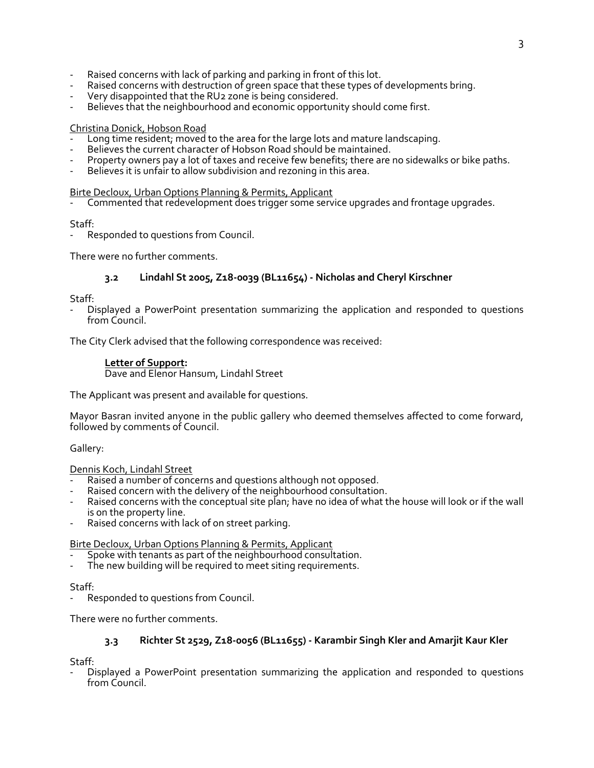- Raised concerns with lack of parking and parking in front of this lot.
- Raised concerns with destruction of green space that these types of developments bring.
- Very disappointed that the RU2 zone is being considered.
- Believes that the neighbourhood and economic opportunity should come first.

Christina Donick, Hobson Road

- Long time resident; moved to the area for the large lots and mature landscaping.
- Believes the current character of Hobson Road should be maintained.
- Property owners pay a lot of taxes and receive few benefits; there are no sidewalks or bike paths.
- Believes it is unfair to allow subdivision and rezoning in this area.

Birte Decloux, Urban Options Planning & Permits, Applicant

- Commented that redevelopment does trigger some service upgrades and frontage upgrades.

Staff:

- Responded to questions from Council.

There were no further comments.

### 3.2 Lindahl St 2005, Z18-0039 (BL11654) - Nicholas and Cheryl Kirschner

Staff:

- Displayed a PowerPoint presentation summarizing the application and responded to questions from Council.

The City Clerk advised that the following correspondence was received:

**Letter of Support:**
Dave and Elenor Hansum, Lindahl Street

The Applicant was present and available for questions.

Mayor Basran invited anyone in the public gallery who deemed themselves affected to come forward, followed by comments of Council.

Gallery:

Dennis Koch, Lindahl Street

- Raised a number of concerns and questions although not opposed.
- Raised concern with the delivery of the neighbourhood consultation.
- Raised concerns with the conceptual site plan; have no idea of what the house will look or if the wall is on the property line.
- Raised concerns with lack of on street parking.

Birte Decloux, Urban Options Planning & Permits, Applicant

- Spoke with tenants as part of the neighbourhood consultation.
- The new building will be required to meet siting requirements.

Staff:

- Responded to questions from Council.

There were no further comments.

### 3.3 Richter St 2529, Z18-0056 (BL11655) - Karambir Singh Kler and Amarjit Kaur Kler

Staff:

- Displayed a PowerPoint presentation summarizing the application and responded to questions from Council.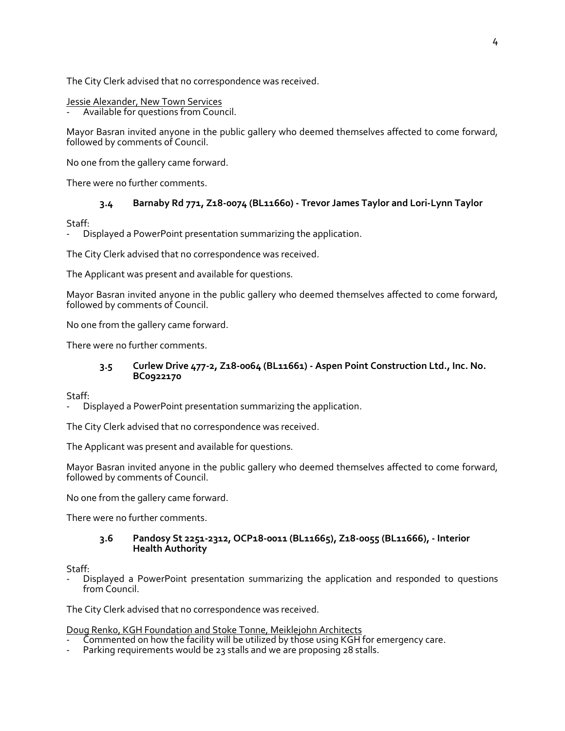The City Clerk advised that no correspondence was received.

Jessie Alexander, New Town Services

- Available for questions from Council.

Mayor Basran invited anyone in the public gallery who deemed themselves affected to come forward, followed by comments of Council.

No one from the gallery came forward.

There were no further comments.

### 3.4 Barnaby Rd 771, Z18-0074 (BL11660) - Trevor James Taylor and Lori-Lynn Taylor

Staff:

- Displayed a PowerPoint presentation summarizing the application.

The City Clerk advised that no correspondence was received.

The Applicant was present and available for questions.

Mayor Basran invited anyone in the public gallery who deemed themselves affected to come forward, followed by comments of Council.

No one from the gallery came forward.

There were no further comments.

### 3.5 Curlew Drive 477-2, Z18-0064 (BL11661) - Aspen Point Construction Ltd., Inc. No. BC0922170

Staff:

- Displayed a PowerPoint presentation summarizing the application.

The City Clerk advised that no correspondence was received.

The Applicant was present and available for questions.

Mayor Basran invited anyone in the public gallery who deemed themselves affected to come forward, followed by comments of Council.

No one from the gallery came forward.

There were no further comments.

### 3.6 Pandosy St 2251-2312, OCP18-0011 (BL11665), Z18-0055 (BL11666), - Interior Health Authority

Staff:

- Displayed a PowerPoint presentation summarizing the application and responded to questions from Council.

The City Clerk advised that no correspondence was received.

Doug Renko, KGH Foundation and Stoke Tonne, Meiklejohn Architects

- Commented on how the facility will be utilized by those using KGH for emergency care.
- Parking requirements would be 23 stalls and we are proposing 28 stalls.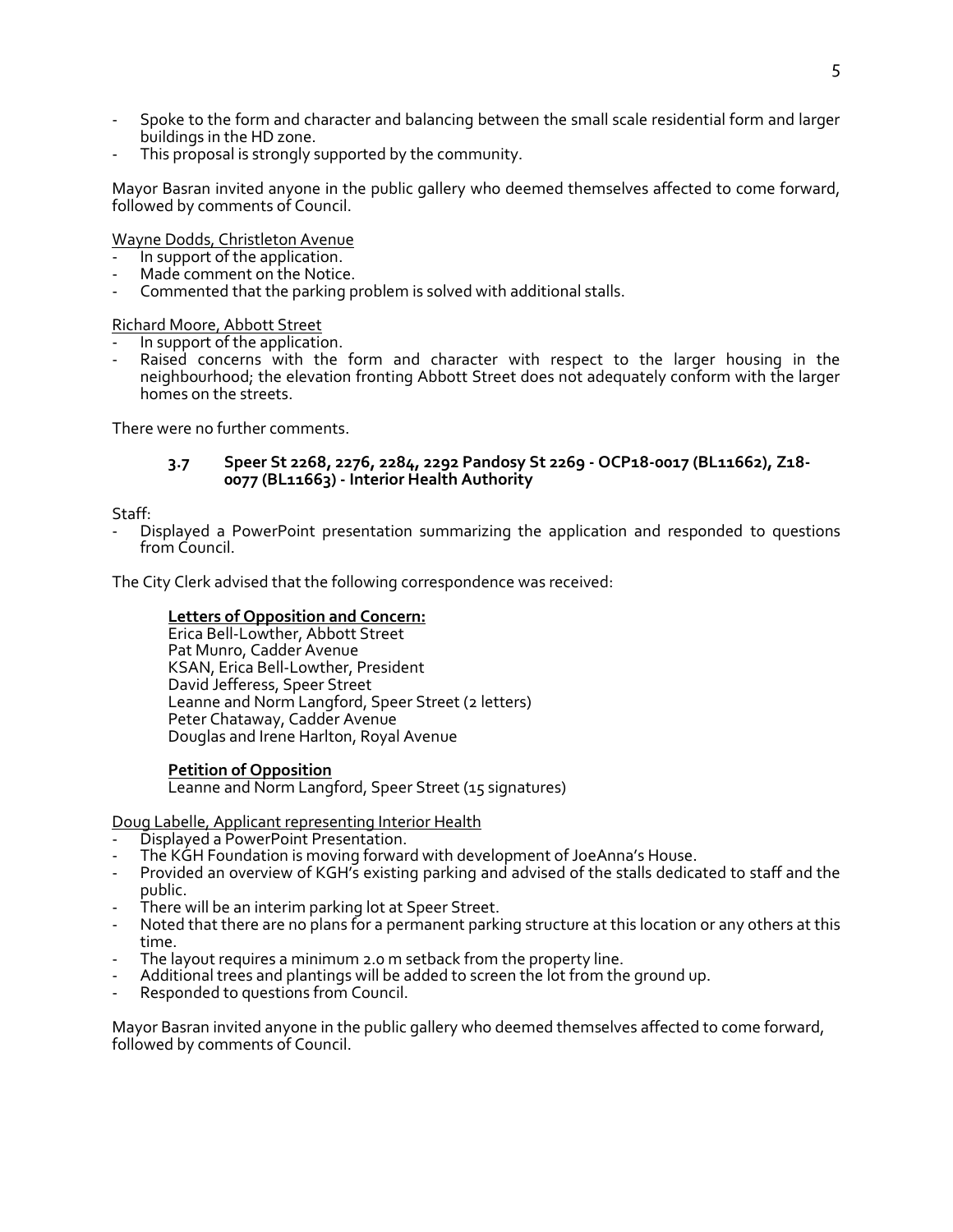- Spoke to the form and character and balancing between the small scale residential form and larger buildings in the HD zone.
- This proposal is strongly supported by the community.

Mayor Basran invited anyone in the public gallery who deemed themselves affected to come forward, followed by comments of Council.

Wayne Dodds, Christleton Avenue

- In support of the application.
- Made comment on the Notice.
- Commented that the parking problem is solved with additional stalls.

Richard Moore, Abbott Street

- In support of the application.
- Raised concerns with the form and character with respect to the larger housing in the neighbourhood; the elevation fronting Abbott Street does not adequately conform with the larger homes on the streets.

There were no further comments.

### 3.7 Speer St 2268, 2276, 2284, 2292 Pandosy St 2269 - OCP18-0017 (BL11662), Z18-0077 (BL11663) - Interior Health Authority

Staff:

- Displayed a PowerPoint presentation summarizing the application and responded to questions from Council.

The City Clerk advised that the following correspondence was received:

**Letters of Opposition and Concern:**
Erica Bell-Lowther, Abbott Street
Pat Munro, Cadder Avenue
KSAN, Erica Bell-Lowther, President
David Jefferess, Speer Street
Leanne and Norm Langford, Speer Street (2 letters)
Peter Chataway, Cadder Avenue
Douglas and Irene Harlton, Royal Avenue

**Petition of Opposition**
Leanne and Norm Langford, Speer Street (15 signatures)

Doug Labelle, Applicant representing Interior Health

- Displayed a PowerPoint Presentation.
- The KGH Foundation is moving forward with development of JoeAnna's House.
- Provided an overview of KGH's existing parking and advised of the stalls dedicated to staff and the public.
- There will be an interim parking lot at Speer Street.
- Noted that there are no plans for a permanent parking structure at this location or any others at this time.
- The layout requires a minimum 2.0 m setback from the property line.
- Additional trees and plantings will be added to screen the lot from the ground up.
- Responded to questions from Council.

Mayor Basran invited anyone in the public gallery who deemed themselves affected to come forward, followed by comments of Council.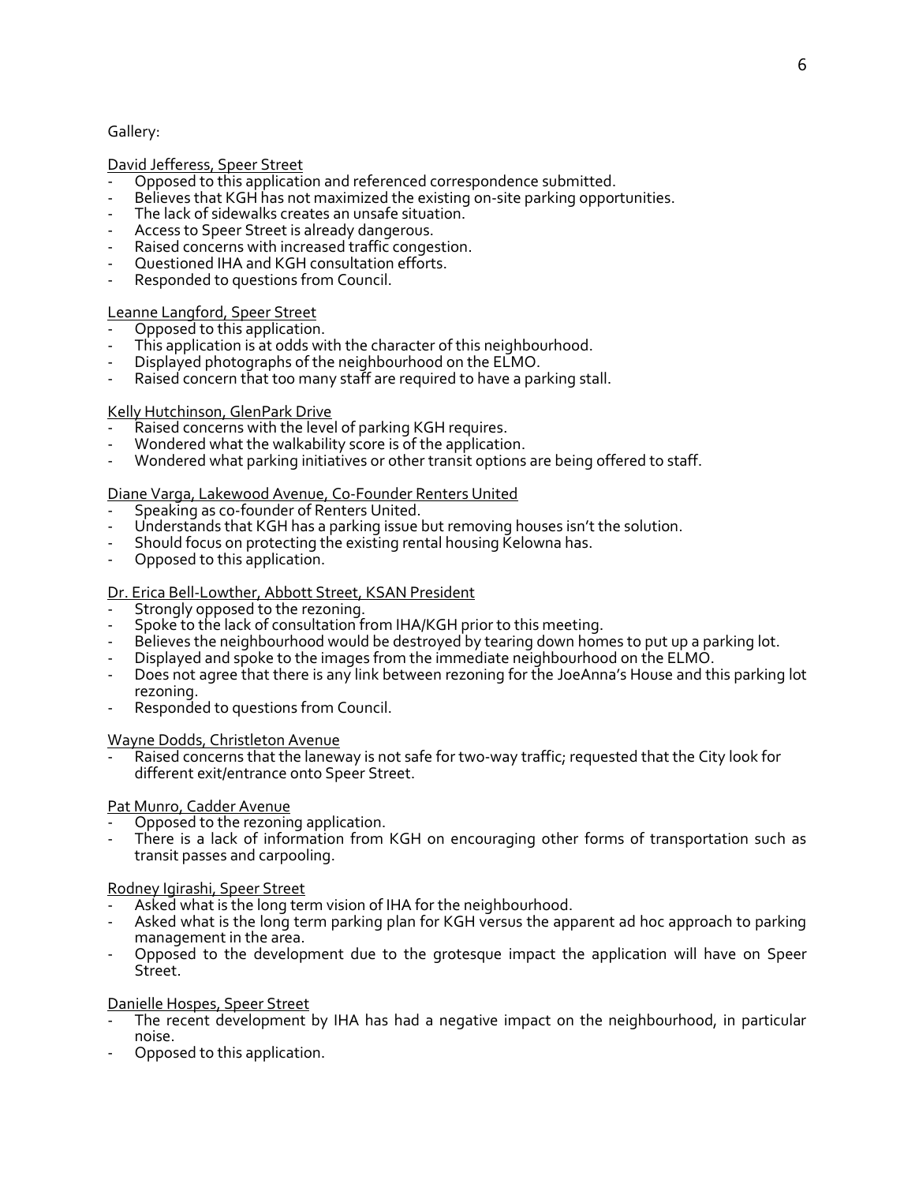Gallery:

David Jefferess, Speer Street

- Opposed to this application and referenced correspondence submitted.
- Believes that KGH has not maximized the existing on-site parking opportunities.
- The lack of sidewalks creates an unsafe situation.
- Access to Speer Street is already dangerous.
- Raised concerns with increased traffic congestion.
- Questioned IHA and KGH consultation efforts.
- Responded to questions from Council.

Leanne Langford, Speer Street

- Opposed to this application.
- This application is at odds with the character of this neighbourhood.
- Displayed photographs of the neighbourhood on the ELMO.
- Raised concern that too many staff are required to have a parking stall.

Kelly Hutchinson, GlenPark Drive

- Raised concerns with the level of parking KGH requires.
- Wondered what the walkability score is of the application.
- Wondered what parking initiatives or other transit options are being offered to staff.

Diane Varga, Lakewood Avenue, Co-Founder Renters United

- Speaking as co-founder of Renters United.
- Understands that KGH has a parking issue but removing houses isn't the solution.
- Should focus on protecting the existing rental housing Kelowna has.
- Opposed to this application.

Dr. Erica Bell-Lowther, Abbott Street, KSAN President

- Strongly opposed to the rezoning.
- Spoke to the lack of consultation from IHA/KGH prior to this meeting.
- Believes the neighbourhood would be destroyed by tearing down homes to put up a parking lot.
- Displayed and spoke to the images from the immediate neighbourhood on the ELMO.
- Does not agree that there is any link between rezoning for the JoeAnna's House and this parking lot rezoning.
- Responded to questions from Council.

Wayne Dodds, Christleton Avenue

- Raised concerns that the laneway is not safe for two-way traffic; requested that the City look for different exit/entrance onto Speer Street.

Pat Munro, Cadder Avenue

- Opposed to the rezoning application.
- There is a lack of information from KGH on encouraging other forms of transportation such as transit passes and carpooling.

Rodney Igirashi, Speer Street

- Asked what is the long term vision of IHA for the neighbourhood.
- Asked what is the long term parking plan for KGH versus the apparent ad hoc approach to parking management in the area.
- Opposed to the development due to the grotesque impact the application will have on Speer Street.

Danielle Hospes, Speer Street

- The recent development by IHA has had a negative impact on the neighbourhood, in particular noise.
- Opposed to this application.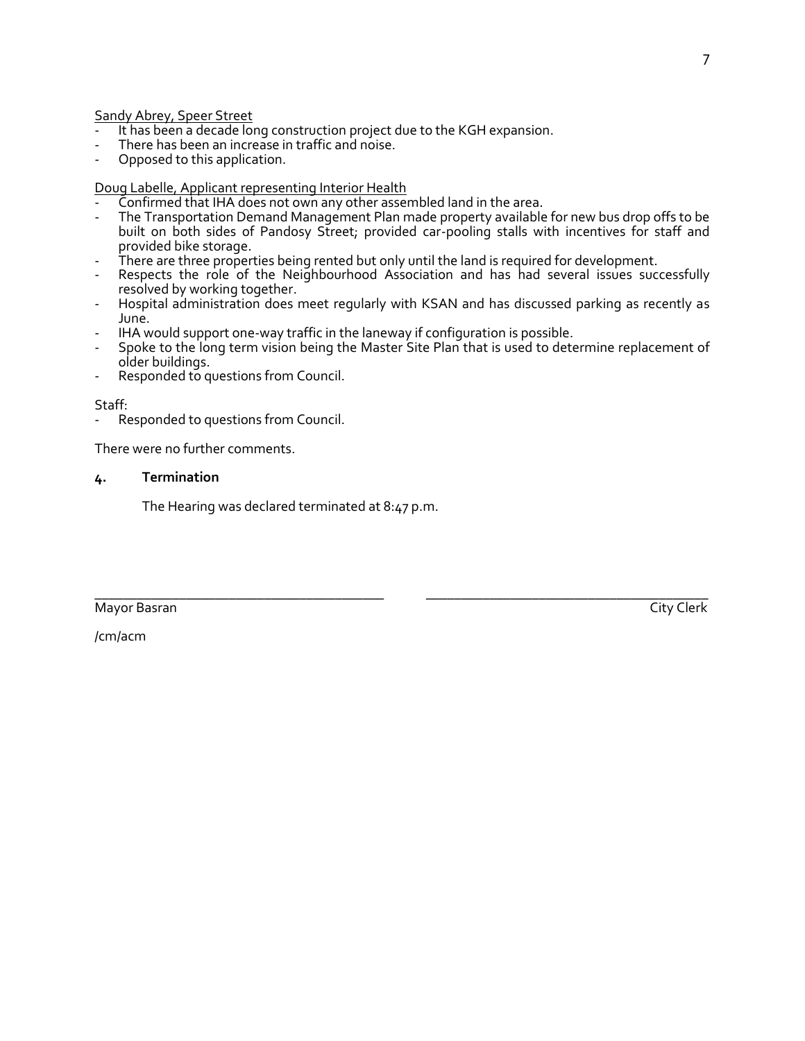Sandy Abrey, Speer Street

- It has been a decade long construction project due to the KGH expansion.
- There has been an increase in traffic and noise.
- Opposed to this application.

Doug Labelle, Applicant representing Interior Health

- Confirmed that IHA does not own any other assembled land in the area.
- The Transportation Demand Management Plan made property available for new bus drop offs to be built on both sides of Pandosy Street; provided car-pooling stalls with incentives for staff and provided bike storage.
- There are three properties being rented but only until the land is required for development.
- Respects the role of the Neighbourhood Association and has had several issues successfully resolved by working together.
- Hospital administration does meet regularly with KSAN and has discussed parking as recently as June.
- IHA would support one-way traffic in the laneway if configuration is possible.
- Spoke to the long term vision being the Master Site Plan that is used to determine replacement of older buildings.
- Responded to questions from Council.

Staff:

- Responded to questions from Council.

There were no further comments.

## 4. Termination

The Hearing was declared terminated at 8:47 p.m.

\_\_\_\_\_\_\_\_\_\_\_\_\_\_\_\_\_\_\_\_\_\_\_\_\_\_\_\_\_\_\_\_\_\_\_\_\_\_\_\_
Mayor Basran

\_\_\_\_\_\_\_\_\_\_\_\_\_\_\_\_\_\_\_\_\_\_\_\_\_\_\_\_\_\_\_\_\_\_\_\_\_\_\_\_
City Clerk

/cm/acm